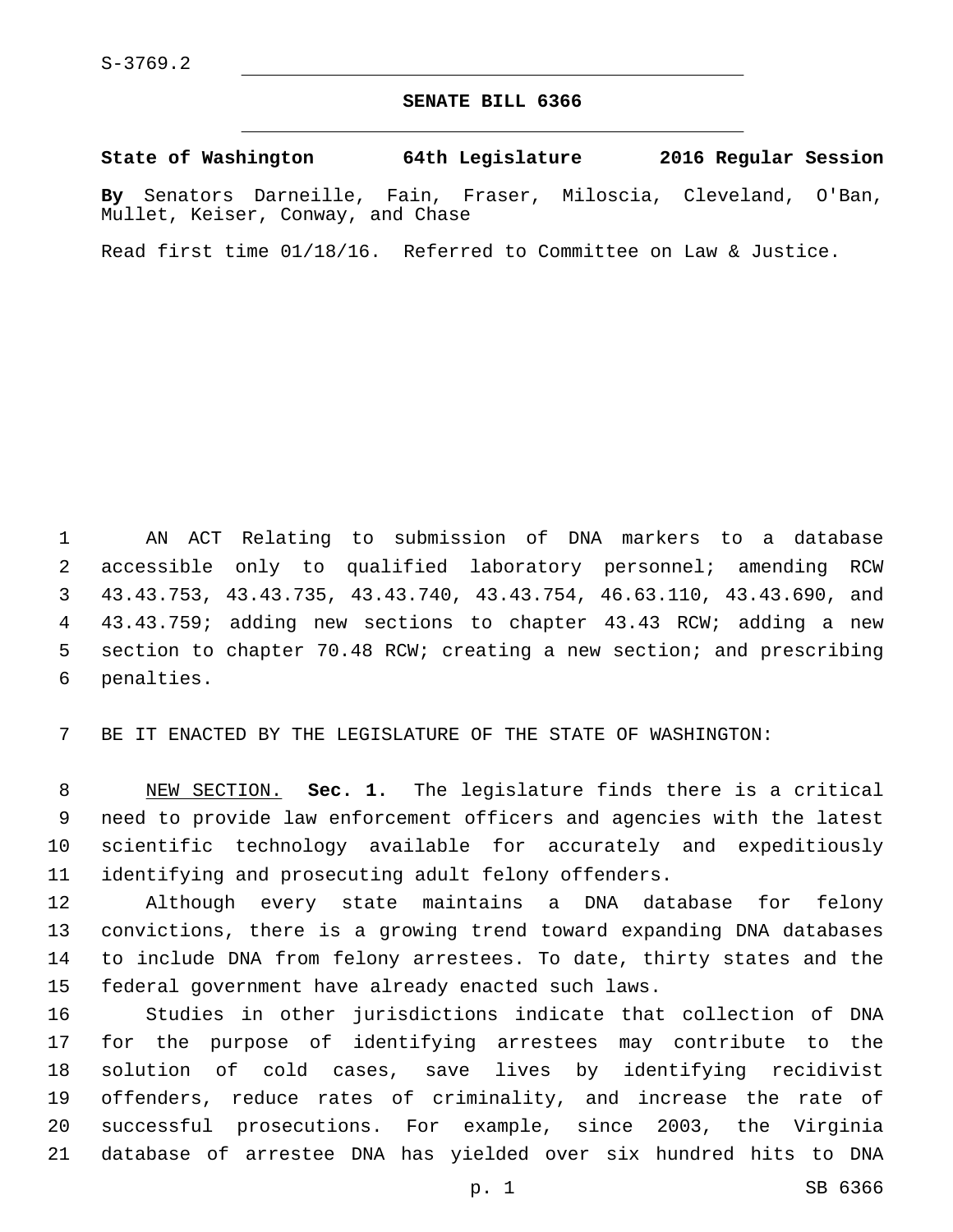S-3769.2

# SENATE BILL 6366

**State of Washington 64th Legislature 2016 Regular Session**

**By** Senators Darneille, Fain, Fraser, Miloscia, Cleveland, O'Ban, Mullet, Keiser, Conway, and Chase

Read first time 01/18/16. Referred to Committee on Law & Justice.

AN ACT Relating to submission of DNA markers to a database accessible only to qualified laboratory personnel; amending RCW 43.43.753, 43.43.735, 43.43.740, 43.43.754, 46.63.110, 43.43.690, and 43.43.759; adding new sections to chapter 43.43 RCW; adding a new section to chapter 70.48 RCW; creating a new section; and prescribing penalties.

BE IT ENACTED BY THE LEGISLATURE OF THE STATE OF WASHINGTON:

NEW SECTION. **Sec. 1.** The legislature finds there is a critical need to provide law enforcement officers and agencies with the latest scientific technology available for accurately and expeditiously identifying and prosecuting adult felony offenders.

Although every state maintains a DNA database for felony convictions, there is a growing trend toward expanding DNA databases to include DNA from felony arrestees. To date, thirty states and the federal government have already enacted such laws.

Studies in other jurisdictions indicate that collection of DNA for the purpose of identifying arrestees may contribute to the solution of cold cases, save lives by identifying recidivist offenders, reduce rates of criminality, and increase the rate of successful prosecutions. For example, since 2003, the Virginia database of arrestee DNA has yielded over six hundred hits to DNA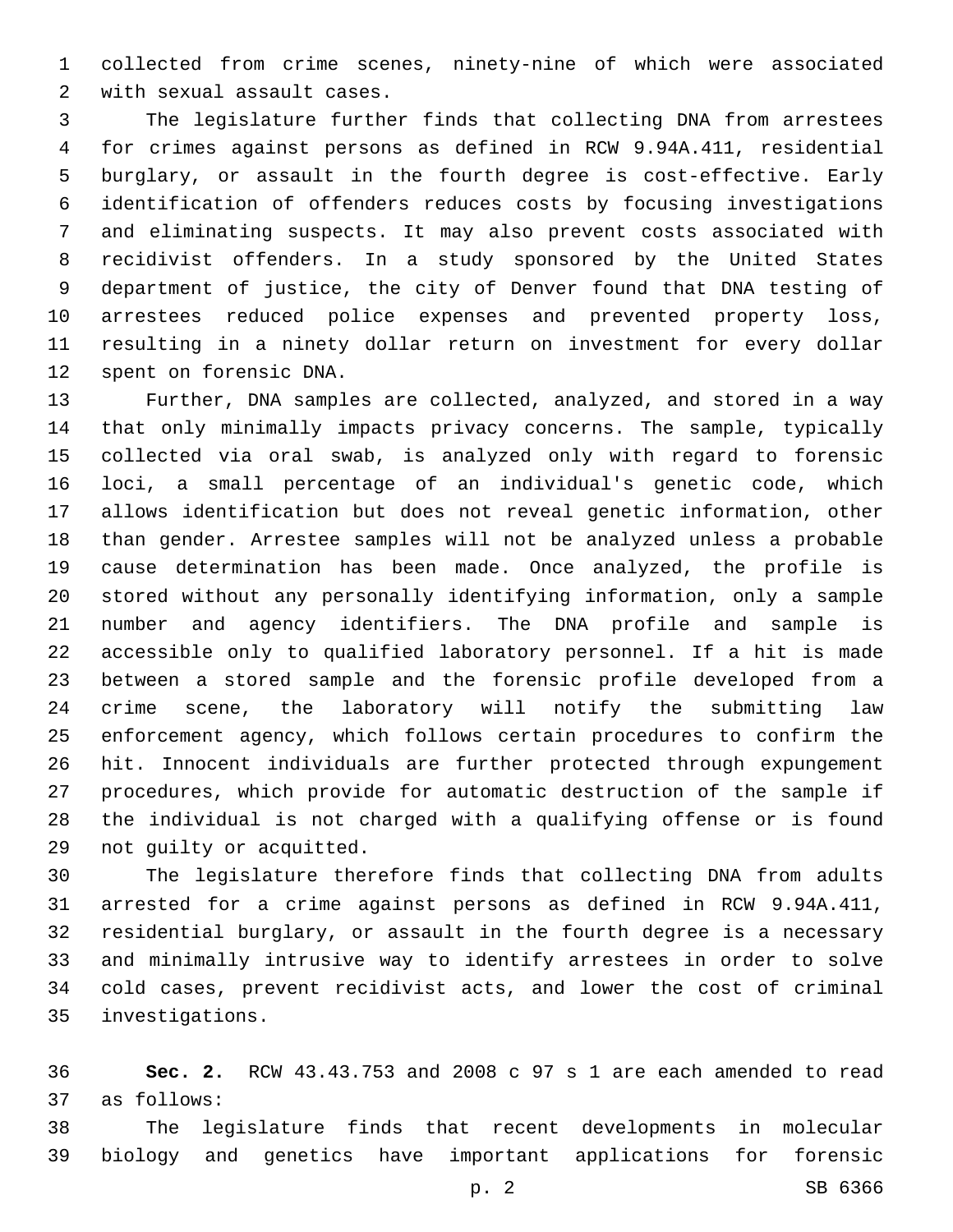collected from crime scenes, ninety-nine of which were associated with sexual assault cases.

The legislature further finds that collecting DNA from arrestees for crimes against persons as defined in RCW 9.94A.411, residential burglary, or assault in the fourth degree is cost-effective. Early identification of offenders reduces costs by focusing investigations and eliminating suspects. It may also prevent costs associated with recidivist offenders. In a study sponsored by the United States department of justice, the city of Denver found that DNA testing of arrestees reduced police expenses and prevented property loss, resulting in a ninety dollar return on investment for every dollar spent on forensic DNA.

Further, DNA samples are collected, analyzed, and stored in a way that only minimally impacts privacy concerns. The sample, typically collected via oral swab, is analyzed only with regard to forensic loci, a small percentage of an individual's genetic code, which allows identification but does not reveal genetic information, other than gender. Arrestee samples will not be analyzed unless a probable cause determination has been made. Once analyzed, the profile is stored without any personally identifying information, only a sample number and agency identifiers. The DNA profile and sample is accessible only to qualified laboratory personnel. If a hit is made between a stored sample and the forensic profile developed from a crime scene, the laboratory will notify the submitting law enforcement agency, which follows certain procedures to confirm the hit. Innocent individuals are further protected through expungement procedures, which provide for automatic destruction of the sample if the individual is not charged with a qualifying offense or is found not guilty or acquitted.

The legislature therefore finds that collecting DNA from adults arrested for a crime against persons as defined in RCW 9.94A.411, residential burglary, or assault in the fourth degree is a necessary and minimally intrusive way to identify arrestees in order to solve cold cases, prevent recidivist acts, and lower the cost of criminal investigations.

**Sec. 2.** RCW 43.43.753 and 2008 c 97 s 1 are each amended to read as follows:

The legislature finds that recent developments in molecular biology and genetics have important applications for forensic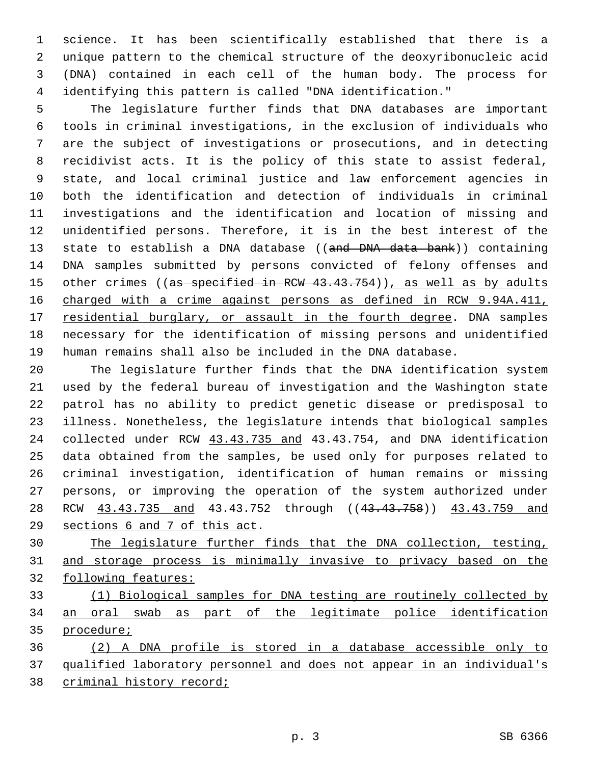science. It has been scientifically established that there is a unique pattern to the chemical structure of the deoxyribonucleic acid (DNA) contained in each cell of the human body. The process for identifying this pattern is called "DNA identification."

The legislature further finds that DNA databases are important tools in criminal investigations, in the exclusion of individuals who are the subject of investigations or prosecutions, and in detecting recidivist acts. It is the policy of this state to assist federal, state, and local criminal justice and law enforcement agencies in both the identification and detection of individuals in criminal investigations and the identification and location of missing and unidentified persons. Therefore, it is in the best interest of the state to establish a DNA database ((~~and DNA data bank~~)) containing DNA samples submitted by persons convicted of felony offenses and other crimes ((~~as specified in RCW 43.43.754~~))<u>, as well as by adults charged with a crime against persons as defined in RCW 9.94A.411, residential burglary, or assault in the fourth degree</u>. DNA samples necessary for the identification of missing persons and unidentified human remains shall also be included in the DNA database.

The legislature further finds that the DNA identification system used by the federal bureau of investigation and the Washington state patrol has no ability to predict genetic disease or predisposal to illness. Nonetheless, the legislature intends that biological samples collected under RCW <u>43.43.735 and</u> 43.43.754, and DNA identification data obtained from the samples, be used only for purposes related to criminal investigation, identification of human remains or missing persons, or improving the operation of the system authorized under RCW <u>43.43.735 and</u> 43.43.752 through ((~~43.43.758~~)) <u>43.43.759 and sections 6 and 7 of this act</u>.

<u>The legislature further finds that the DNA collection, testing, and storage process is minimally invasive to privacy based on the following features:</u>

<u>(1) Biological samples for DNA testing are routinely collected by an oral swab as part of the legitimate police identification procedure;</u>

<u>(2) A DNA profile is stored in a database accessible only to qualified laboratory personnel and does not appear in an individual's criminal history record;</u>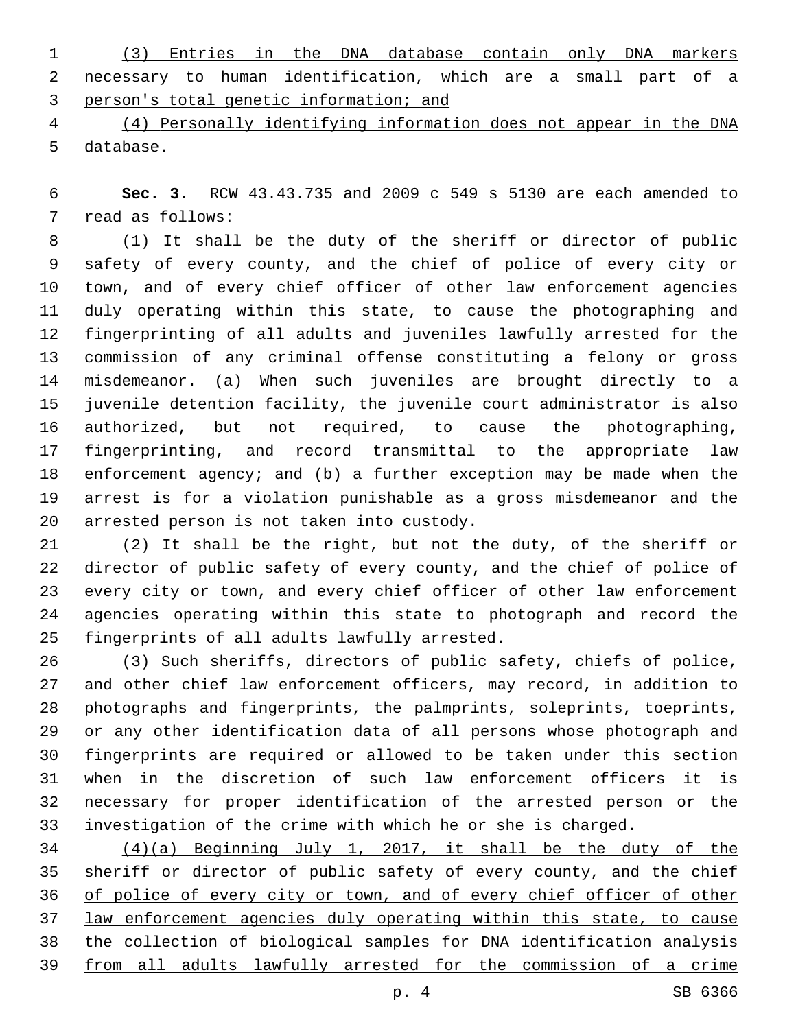(3) Entries in the DNA database contain only DNA markers necessary to human identification, which are a small part of a person's total genetic information; and

(4) Personally identifying information does not appear in the DNA database.

**Sec. 3.** RCW 43.43.735 and 2009 c 549 s 5130 are each amended to read as follows:

(1) It shall be the duty of the sheriff or director of public safety of every county, and the chief of police of every city or town, and of every chief officer of other law enforcement agencies duly operating within this state, to cause the photographing and fingerprinting of all adults and juveniles lawfully arrested for the commission of any criminal offense constituting a felony or gross misdemeanor. (a) When such juveniles are brought directly to a juvenile detention facility, the juvenile court administrator is also authorized, but not required, to cause the photographing, fingerprinting, and record transmittal to the appropriate law enforcement agency; and (b) a further exception may be made when the arrest is for a violation punishable as a gross misdemeanor and the arrested person is not taken into custody.

(2) It shall be the right, but not the duty, of the sheriff or director of public safety of every county, and the chief of police of every city or town, and every chief officer of other law enforcement agencies operating within this state to photograph and record the fingerprints of all adults lawfully arrested.

(3) Such sheriffs, directors of public safety, chiefs of police, and other chief law enforcement officers, may record, in addition to photographs and fingerprints, the palmprints, soleprints, toeprints, or any other identification data of all persons whose photograph and fingerprints are required or allowed to be taken under this section when in the discretion of such law enforcement officers it is necessary for proper identification of the arrested person or the investigation of the crime with which he or she is charged.

(4)(a) Beginning July 1, 2017, it shall be the duty of the sheriff or director of public safety of every county, and the chief of police of every city or town, and of every chief officer of other law enforcement agencies duly operating within this state, to cause the collection of biological samples for DNA identification analysis from all adults lawfully arrested for the commission of a crime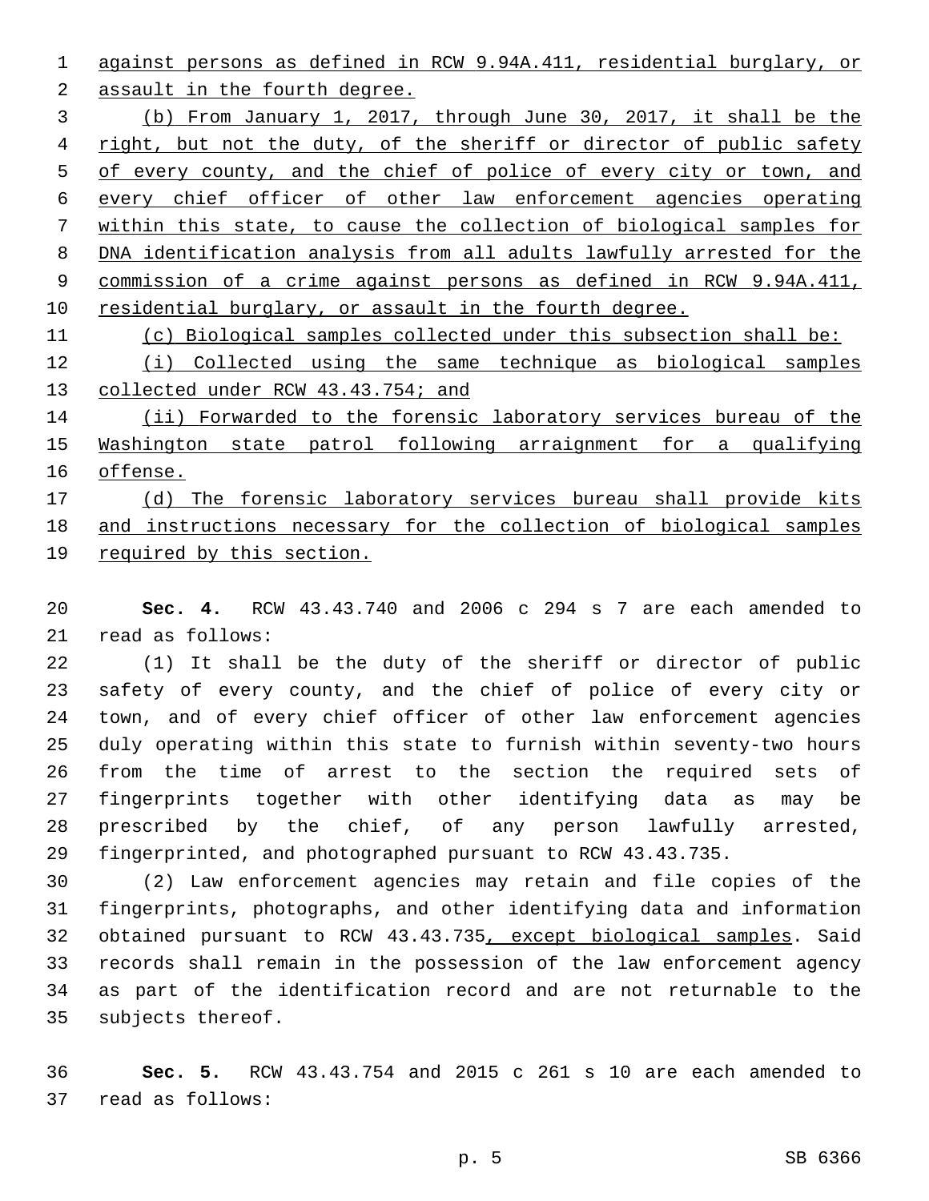against persons as defined in RCW 9.94A.411, residential burglary, or assault in the fourth degree.

(b) From January 1, 2017, through June 30, 2017, it shall be the right, but not the duty, of the sheriff or director of public safety of every county, and the chief of police of every city or town, and every chief officer of other law enforcement agencies operating within this state, to cause the collection of biological samples for DNA identification analysis from all adults lawfully arrested for the commission of a crime against persons as defined in RCW 9.94A.411, residential burglary, or assault in the fourth degree.

(c) Biological samples collected under this subsection shall be:

(i) Collected using the same technique as biological samples collected under RCW 43.43.754; and

(ii) Forwarded to the forensic laboratory services bureau of the Washington state patrol following arraignment for a qualifying offense.

(d) The forensic laboratory services bureau shall provide kits and instructions necessary for the collection of biological samples required by this section.

**Sec. 4.** RCW 43.43.740 and 2006 c 294 s 7 are each amended to read as follows:

(1) It shall be the duty of the sheriff or director of public safety of every county, and the chief of police of every city or town, and of every chief officer of other law enforcement agencies duly operating within this state to furnish within seventy-two hours from the time of arrest to the section the required sets of fingerprints together with other identifying data as may be prescribed by the chief, of any person lawfully arrested, fingerprinted, and photographed pursuant to RCW 43.43.735.

(2) Law enforcement agencies may retain and file copies of the fingerprints, photographs, and other identifying data and information obtained pursuant to RCW 43.43.735, except biological samples. Said records shall remain in the possession of the law enforcement agency as part of the identification record and are not returnable to the subjects thereof.

**Sec. 5.** RCW 43.43.754 and 2015 c 261 s 10 are each amended to read as follows: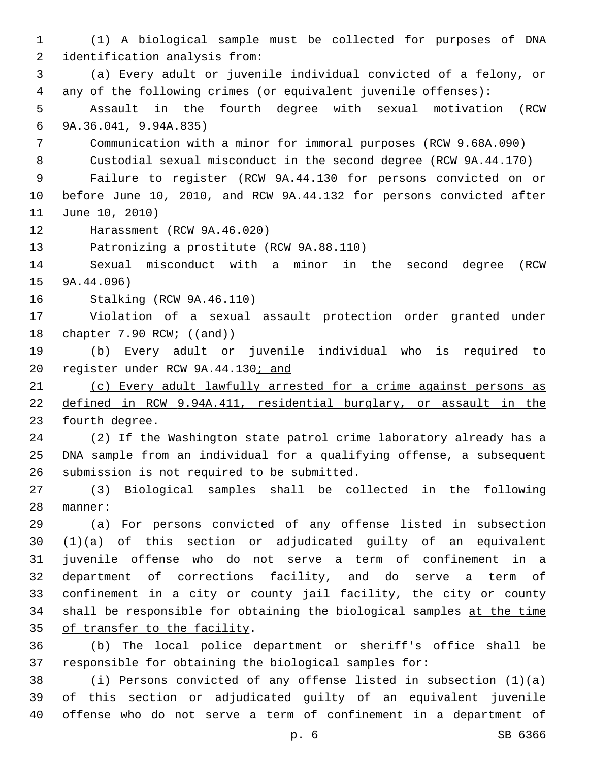(1) A biological sample must be collected for purposes of DNA identification analysis from:

(a) Every adult or juvenile individual convicted of a felony, or any of the following crimes (or equivalent juvenile offenses):

Assault in the fourth degree with sexual motivation (RCW 9A.36.041, 9.94A.835)

Communication with a minor for immoral purposes (RCW 9.68A.090)

Custodial sexual misconduct in the second degree (RCW 9A.44.170)

Failure to register (RCW 9A.44.130 for persons convicted on or before June 10, 2010, and RCW 9A.44.132 for persons convicted after June 10, 2010)

Harassment (RCW 9A.46.020)

Patronizing a prostitute (RCW 9A.88.110)

Sexual misconduct with a minor in the second degree (RCW 9A.44.096)

Stalking (RCW 9A.46.110)

Violation of a sexual assault protection order granted under chapter 7.90 RCW; ((~~and~~))

(b) Every adult or juvenile individual who is required to register under RCW 9A.44.130<u>; and</u>

<u>(c) Every adult lawfully arrested for a crime against persons as defined in RCW 9.94A.411, residential burglary, or assault in the fourth degree</u>.

(2) If the Washington state patrol crime laboratory already has a DNA sample from an individual for a qualifying offense, a subsequent submission is not required to be submitted.

(3) Biological samples shall be collected in the following manner:

(a) For persons convicted of any offense listed in subsection (1)(a) of this section or adjudicated guilty of an equivalent juvenile offense who do not serve a term of confinement in a department of corrections facility, and do serve a term of confinement in a city or county jail facility, the city or county shall be responsible for obtaining the biological samples <u>at the time of transfer to the facility</u>.

(b) The local police department or sheriff's office shall be responsible for obtaining the biological samples for:

(i) Persons convicted of any offense listed in subsection (1)(a) of this section or adjudicated guilty of an equivalent juvenile offense who do not serve a term of confinement in a department of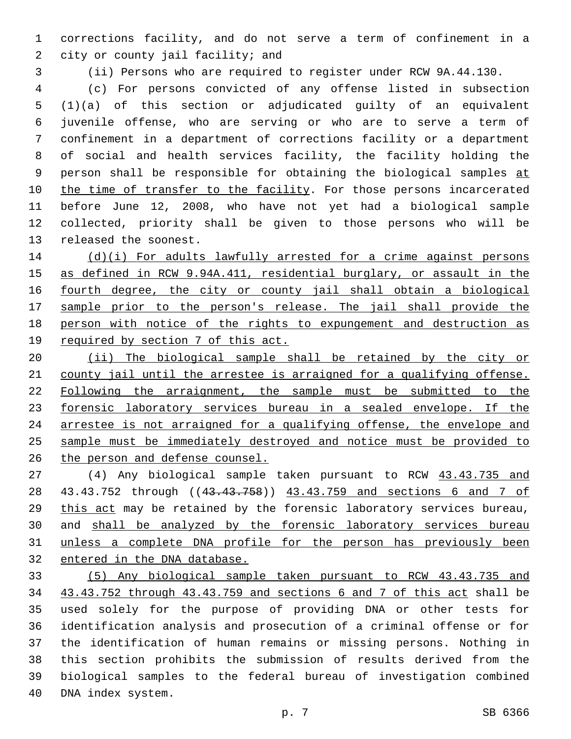corrections facility, and do not serve a term of confinement in a city or county jail facility; and

(ii) Persons who are required to register under RCW 9A.44.130.

(c) For persons convicted of any offense listed in subsection (1)(a) of this section or adjudicated guilty of an equivalent juvenile offense, who are serving or who are to serve a term of confinement in a department of corrections facility or a department of social and health services facility, the facility holding the person shall be responsible for obtaining the biological samples at the time of transfer to the facility. For those persons incarcerated before June 12, 2008, who have not yet had a biological sample collected, priority shall be given to those persons who will be released the soonest.

(d)(i) For adults lawfully arrested for a crime against persons as defined in RCW 9.94A.411, residential burglary, or assault in the fourth degree, the city or county jail shall obtain a biological sample prior to the person's release. The jail shall provide the person with notice of the rights to expungement and destruction as required by section 7 of this act.

(ii) The biological sample shall be retained by the city or county jail until the arrestee is arraigned for a qualifying offense. Following the arraignment, the sample must be submitted to the forensic laboratory services bureau in a sealed envelope. If the arrestee is not arraigned for a qualifying offense, the envelope and sample must be immediately destroyed and notice must be provided to the person and defense counsel.

(4) Any biological sample taken pursuant to RCW 43.43.735 and 43.43.752 through ((~~43.43.758~~)) 43.43.759 and sections 6 and 7 of this act may be retained by the forensic laboratory services bureau, and shall be analyzed by the forensic laboratory services bureau unless a complete DNA profile for the person has previously been entered in the DNA database.

(5) Any biological sample taken pursuant to RCW 43.43.735 and 43.43.752 through 43.43.759 and sections 6 and 7 of this act shall be used solely for the purpose of providing DNA or other tests for identification analysis and prosecution of a criminal offense or for the identification of human remains or missing persons. Nothing in this section prohibits the submission of results derived from the biological samples to the federal bureau of investigation combined DNA index system.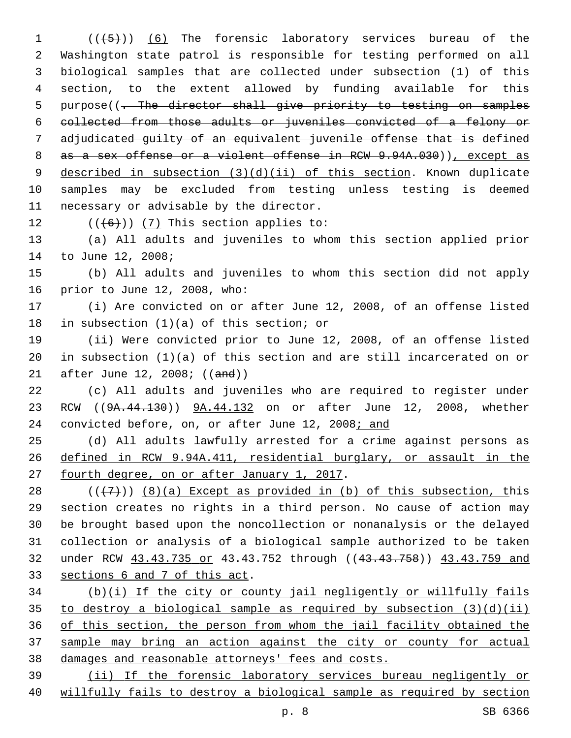(((5))) (6) The forensic laboratory services bureau of the Washington state patrol is responsible for testing performed on all biological samples that are collected under subsection (1) of this section, to the extent allowed by funding available for this purpose((. The director shall give priority to testing on samples collected from those adults or juveniles convicted of a felony or adjudicated guilty of an equivalent juvenile offense that is defined as a sex offense or a violent offense in RCW 9.94A.030)), except as described in subsection (3)(d)(ii) of this section. Known duplicate samples may be excluded from testing unless testing is deemed necessary or advisable by the director.

(((6))) (7) This section applies to:

(a) All adults and juveniles to whom this section applied prior to June 12, 2008;

(b) All adults and juveniles to whom this section did not apply prior to June 12, 2008, who:

(i) Are convicted on or after June 12, 2008, of an offense listed in subsection (1)(a) of this section; or

(ii) Were convicted prior to June 12, 2008, of an offense listed in subsection (1)(a) of this section and are still incarcerated on or after June 12, 2008; ((and))

(c) All adults and juveniles who are required to register under RCW ((9A.44.130)) 9A.44.132 on or after June 12, 2008, whether convicted before, on, or after June 12, 2008; and

(d) All adults lawfully arrested for a crime against persons as defined in RCW 9.94A.411, residential burglary, or assault in the fourth degree, on or after January 1, 2017.

(((7))) (8)(a) Except as provided in (b) of this subsection, this section creates no rights in a third person. No cause of action may be brought based upon the noncollection or nonanalysis or the delayed collection or analysis of a biological sample authorized to be taken under RCW 43.43.735 or 43.43.752 through ((43.43.758)) 43.43.759 and sections 6 and 7 of this act.

(b)(i) If the city or county jail negligently or willfully fails to destroy a biological sample as required by subsection (3)(d)(ii) of this section, the person from whom the jail facility obtained the sample may bring an action against the city or county for actual damages and reasonable attorneys' fees and costs.

(ii) If the forensic laboratory services bureau negligently or willfully fails to destroy a biological sample as required by section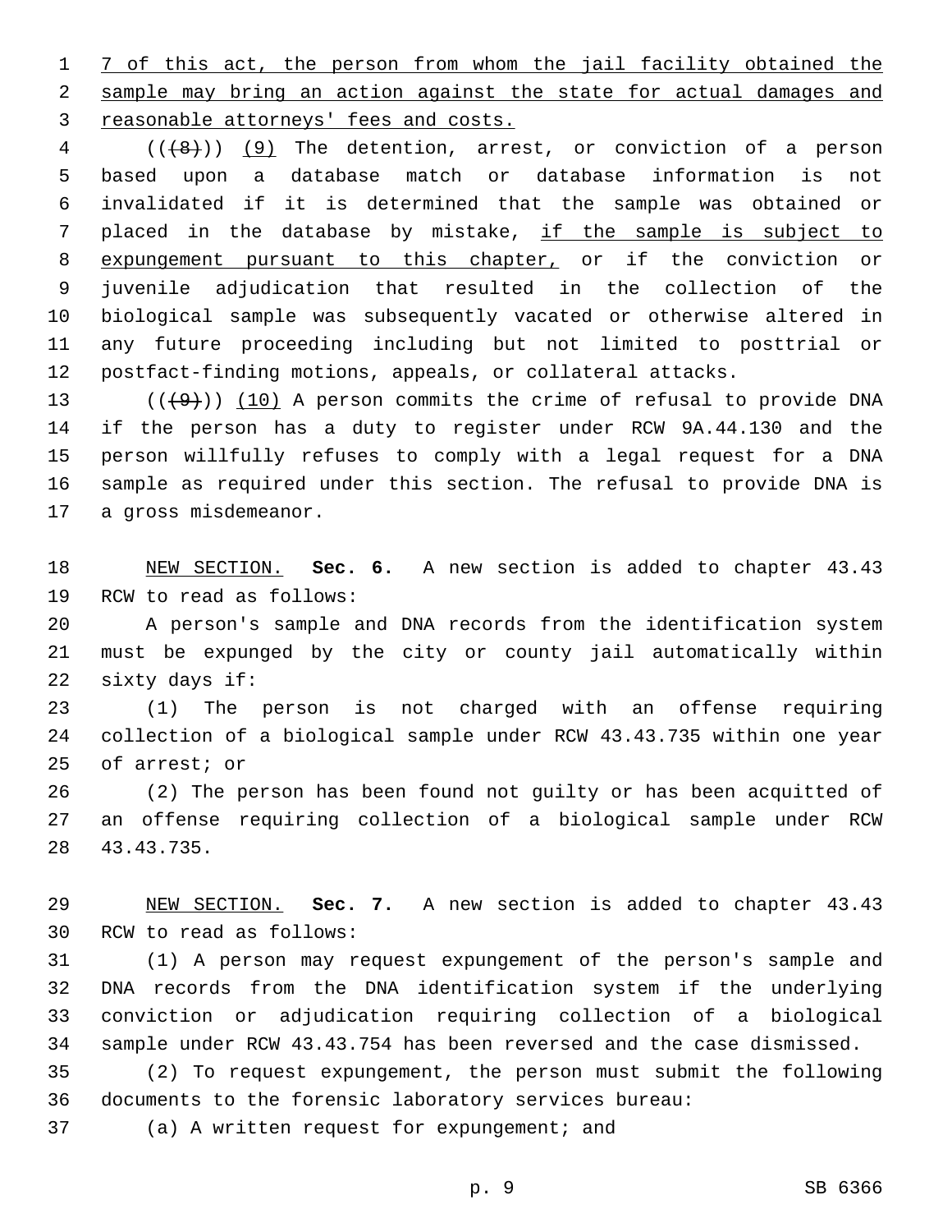7 of this act, the person from whom the jail facility obtained the sample may bring an action against the state for actual damages and reasonable attorneys' fees and costs.

(((8))) (9) The detention, arrest, or conviction of a person based upon a database match or database information is not invalidated if it is determined that the sample was obtained or placed in the database by mistake, if the sample is subject to expungement pursuant to this chapter, or if the conviction or juvenile adjudication that resulted in the collection of the biological sample was subsequently vacated or otherwise altered in any future proceeding including but not limited to posttrial or postfact-finding motions, appeals, or collateral attacks.

(((9))) (10) A person commits the crime of refusal to provide DNA if the person has a duty to register under RCW 9A.44.130 and the person willfully refuses to comply with a legal request for a DNA sample as required under this section. The refusal to provide DNA is a gross misdemeanor.

NEW SECTION. **Sec. 6.** A new section is added to chapter 43.43 RCW to read as follows:

A person's sample and DNA records from the identification system must be expunged by the city or county jail automatically within sixty days if:

(1) The person is not charged with an offense requiring collection of a biological sample under RCW 43.43.735 within one year of arrest; or

(2) The person has been found not guilty or has been acquitted of an offense requiring collection of a biological sample under RCW 43.43.735.

NEW SECTION. **Sec. 7.** A new section is added to chapter 43.43 RCW to read as follows:

(1) A person may request expungement of the person's sample and DNA records from the DNA identification system if the underlying conviction or adjudication requiring collection of a biological sample under RCW 43.43.754 has been reversed and the case dismissed.

(2) To request expungement, the person must submit the following documents to the forensic laboratory services bureau:

(a) A written request for expungement; and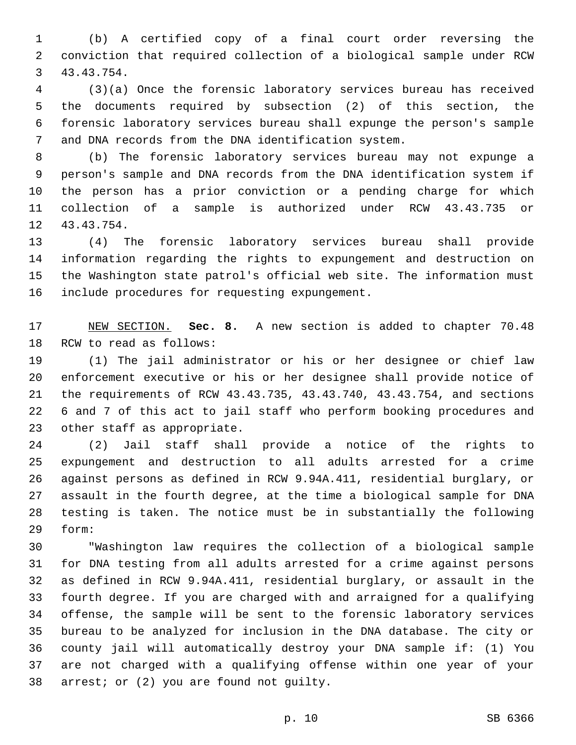(b) A certified copy of a final court order reversing the conviction that required collection of a biological sample under RCW 43.43.754.

(3)(a) Once the forensic laboratory services bureau has received the documents required by subsection (2) of this section, the forensic laboratory services bureau shall expunge the person's sample and DNA records from the DNA identification system.

(b) The forensic laboratory services bureau may not expunge a person's sample and DNA records from the DNA identification system if the person has a prior conviction or a pending charge for which collection of a sample is authorized under RCW 43.43.735 or 43.43.754.

(4) The forensic laboratory services bureau shall provide information regarding the rights to expungement and destruction on the Washington state patrol's official web site. The information must include procedures for requesting expungement.

NEW SECTION. **Sec. 8.** A new section is added to chapter 70.48 RCW to read as follows:

(1) The jail administrator or his or her designee or chief law enforcement executive or his or her designee shall provide notice of the requirements of RCW 43.43.735, 43.43.740, 43.43.754, and sections 6 and 7 of this act to jail staff who perform booking procedures and other staff as appropriate.

(2) Jail staff shall provide a notice of the rights to expungement and destruction to all adults arrested for a crime against persons as defined in RCW 9.94A.411, residential burglary, or assault in the fourth degree, at the time a biological sample for DNA testing is taken. The notice must be in substantially the following form:

"Washington law requires the collection of a biological sample for DNA testing from all adults arrested for a crime against persons as defined in RCW 9.94A.411, residential burglary, or assault in the fourth degree. If you are charged with and arraigned for a qualifying offense, the sample will be sent to the forensic laboratory services bureau to be analyzed for inclusion in the DNA database. The city or county jail will automatically destroy your DNA sample if: (1) You are not charged with a qualifying offense within one year of your arrest; or (2) you are found not guilty.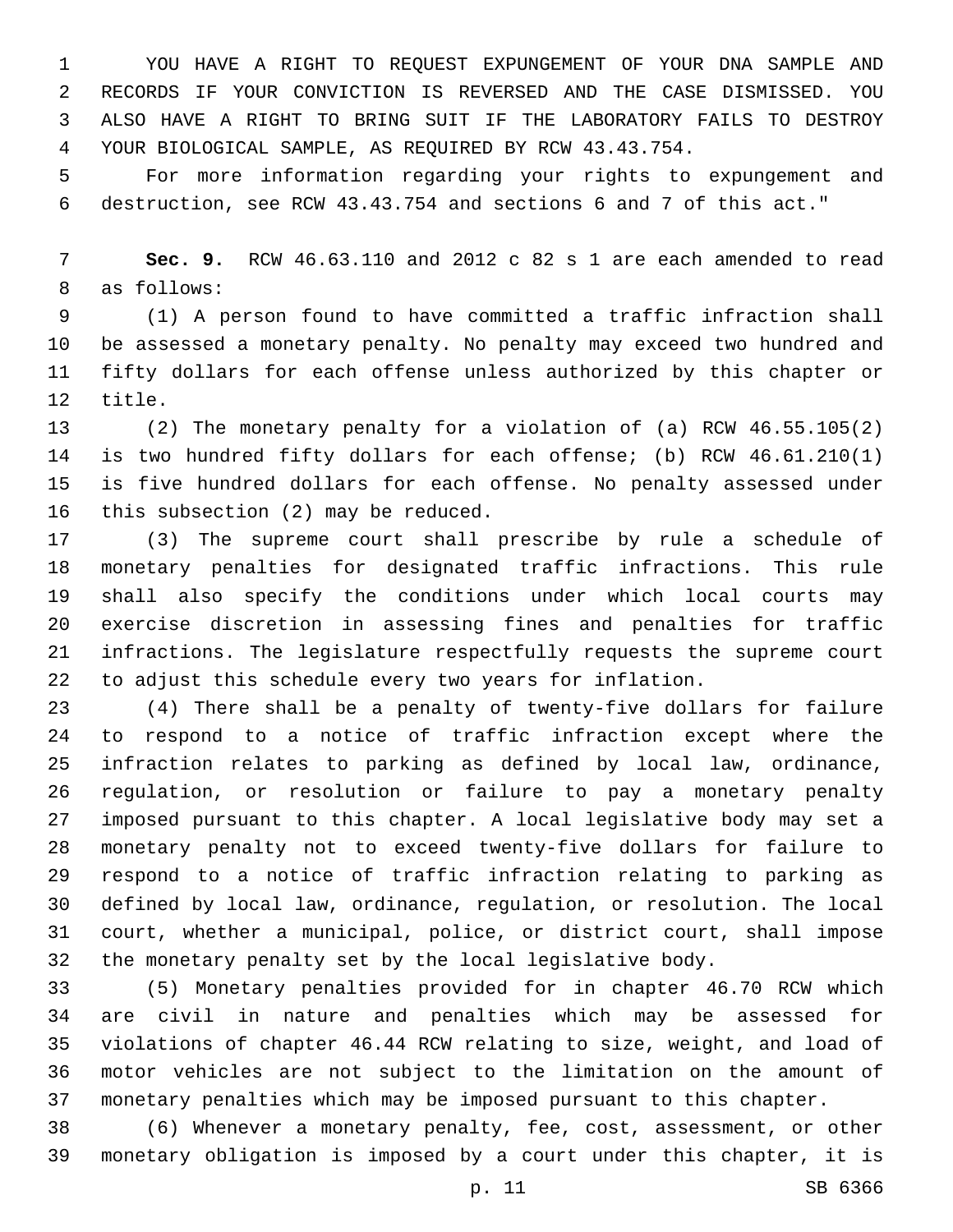YOU HAVE A RIGHT TO REQUEST EXPUNGEMENT OF YOUR DNA SAMPLE AND RECORDS IF YOUR CONVICTION IS REVERSED AND THE CASE DISMISSED. YOU ALSO HAVE A RIGHT TO BRING SUIT IF THE LABORATORY FAILS TO DESTROY YOUR BIOLOGICAL SAMPLE, AS REQUIRED BY RCW 43.43.754.

For more information regarding your rights to expungement and destruction, see RCW 43.43.754 and sections 6 and 7 of this act."

**Sec. 9.** RCW 46.63.110 and 2012 c 82 s 1 are each amended to read as follows:

(1) A person found to have committed a traffic infraction shall be assessed a monetary penalty. No penalty may exceed two hundred and fifty dollars for each offense unless authorized by this chapter or title.

(2) The monetary penalty for a violation of (a) RCW 46.55.105(2) is two hundred fifty dollars for each offense; (b) RCW 46.61.210(1) is five hundred dollars for each offense. No penalty assessed under this subsection (2) may be reduced.

(3) The supreme court shall prescribe by rule a schedule of monetary penalties for designated traffic infractions. This rule shall also specify the conditions under which local courts may exercise discretion in assessing fines and penalties for traffic infractions. The legislature respectfully requests the supreme court to adjust this schedule every two years for inflation.

(4) There shall be a penalty of twenty-five dollars for failure to respond to a notice of traffic infraction except where the infraction relates to parking as defined by local law, ordinance, regulation, or resolution or failure to pay a monetary penalty imposed pursuant to this chapter. A local legislative body may set a monetary penalty not to exceed twenty-five dollars for failure to respond to a notice of traffic infraction relating to parking as defined by local law, ordinance, regulation, or resolution. The local court, whether a municipal, police, or district court, shall impose the monetary penalty set by the local legislative body.

(5) Monetary penalties provided for in chapter 46.70 RCW which are civil in nature and penalties which may be assessed for violations of chapter 46.44 RCW relating to size, weight, and load of motor vehicles are not subject to the limitation on the amount of monetary penalties which may be imposed pursuant to this chapter.

(6) Whenever a monetary penalty, fee, cost, assessment, or other monetary obligation is imposed by a court under this chapter, it is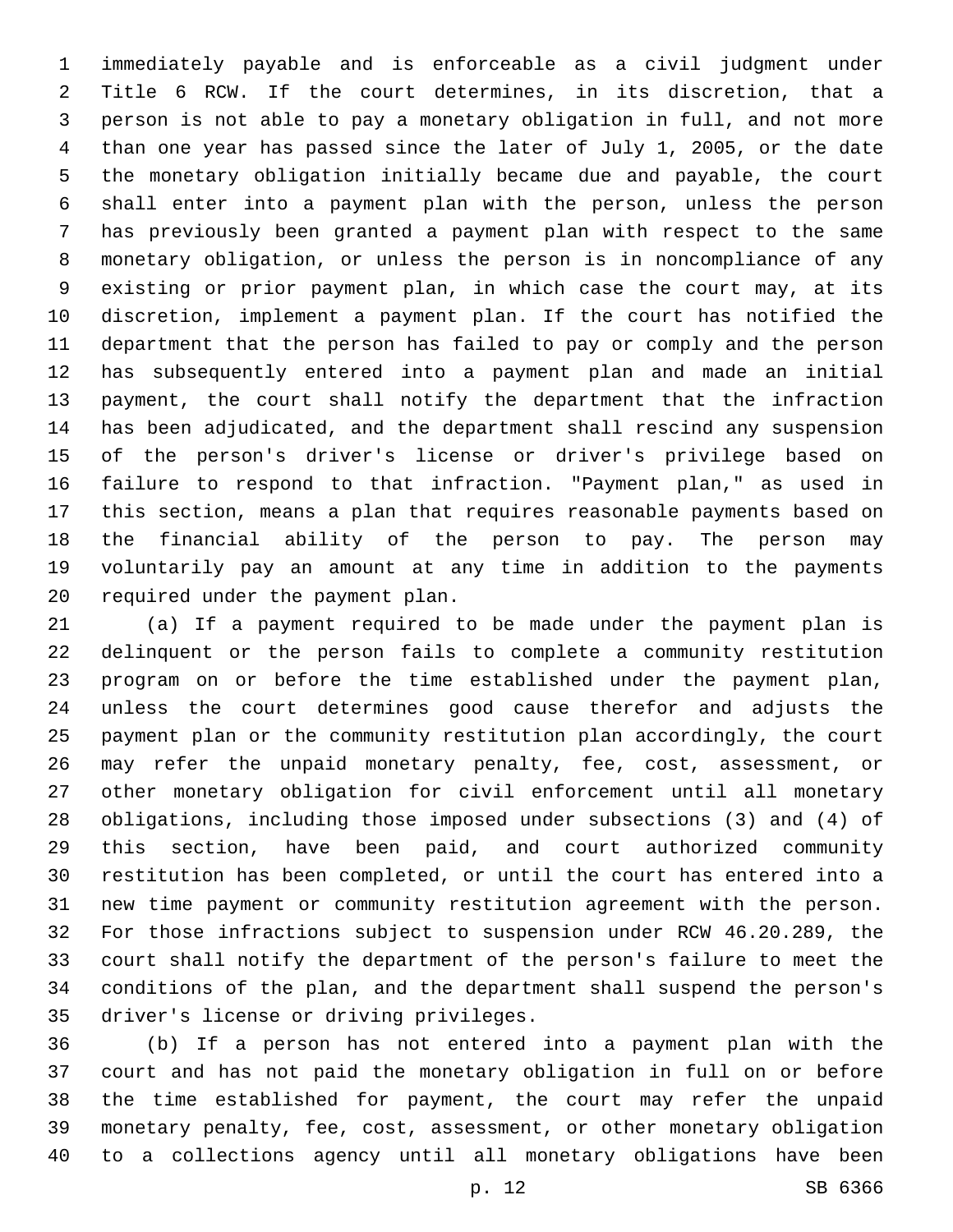immediately payable and is enforceable as a civil judgment under Title 6 RCW. If the court determines, in its discretion, that a person is not able to pay a monetary obligation in full, and not more than one year has passed since the later of July 1, 2005, or the date the monetary obligation initially became due and payable, the court shall enter into a payment plan with the person, unless the person has previously been granted a payment plan with respect to the same monetary obligation, or unless the person is in noncompliance of any existing or prior payment plan, in which case the court may, at its discretion, implement a payment plan. If the court has notified the department that the person has failed to pay or comply and the person has subsequently entered into a payment plan and made an initial payment, the court shall notify the department that the infraction has been adjudicated, and the department shall rescind any suspension of the person's driver's license or driver's privilege based on failure to respond to that infraction. "Payment plan," as used in this section, means a plan that requires reasonable payments based on the financial ability of the person to pay. The person may voluntarily pay an amount at any time in addition to the payments required under the payment plan.

(a) If a payment required to be made under the payment plan is delinquent or the person fails to complete a community restitution program on or before the time established under the payment plan, unless the court determines good cause therefor and adjusts the payment plan or the community restitution plan accordingly, the court may refer the unpaid monetary penalty, fee, cost, assessment, or other monetary obligation for civil enforcement until all monetary obligations, including those imposed under subsections (3) and (4) of this section, have been paid, and court authorized community restitution has been completed, or until the court has entered into a new time payment or community restitution agreement with the person. For those infractions subject to suspension under RCW 46.20.289, the court shall notify the department of the person's failure to meet the conditions of the plan, and the department shall suspend the person's driver's license or driving privileges.

(b) If a person has not entered into a payment plan with the court and has not paid the monetary obligation in full on or before the time established for payment, the court may refer the unpaid monetary penalty, fee, cost, assessment, or other monetary obligation to a collections agency until all monetary obligations have been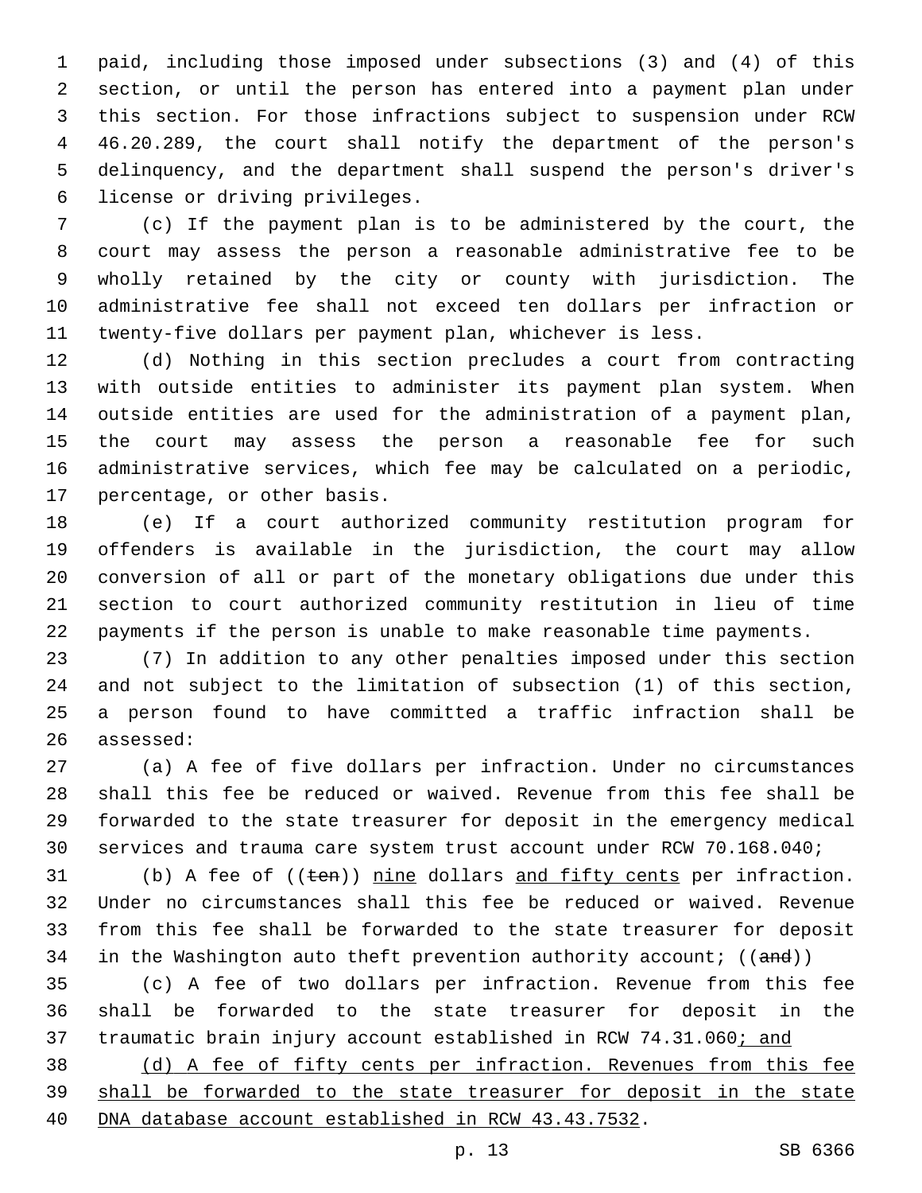paid, including those imposed under subsections (3) and (4) of this section, or until the person has entered into a payment plan under this section. For those infractions subject to suspension under RCW 46.20.289, the court shall notify the department of the person's delinquency, and the department shall suspend the person's driver's license or driving privileges.

(c) If the payment plan is to be administered by the court, the court may assess the person a reasonable administrative fee to be wholly retained by the city or county with jurisdiction. The administrative fee shall not exceed ten dollars per infraction or twenty-five dollars per payment plan, whichever is less.

(d) Nothing in this section precludes a court from contracting with outside entities to administer its payment plan system. When outside entities are used for the administration of a payment plan, the court may assess the person a reasonable fee for such administrative services, which fee may be calculated on a periodic, percentage, or other basis.

(e) If a court authorized community restitution program for offenders is available in the jurisdiction, the court may allow conversion of all or part of the monetary obligations due under this section to court authorized community restitution in lieu of time payments if the person is unable to make reasonable time payments.

(7) In addition to any other penalties imposed under this section and not subject to the limitation of subsection (1) of this section, a person found to have committed a traffic infraction shall be assessed:

(a) A fee of five dollars per infraction. Under no circumstances shall this fee be reduced or waived. Revenue from this fee shall be forwarded to the state treasurer for deposit in the emergency medical services and trauma care system trust account under RCW 70.168.040;

(b) A fee of ((~~ten~~)) <u>nine</u> dollars <u>and fifty cents</u> per infraction. Under no circumstances shall this fee be reduced or waived. Revenue from this fee shall be forwarded to the state treasurer for deposit in the Washington auto theft prevention authority account; ((~~and~~))

(c) A fee of two dollars per infraction. Revenue from this fee shall be forwarded to the state treasurer for deposit in the traumatic brain injury account established in RCW 74.31.060<u>; and</u>

<u>(d) A fee of fifty cents per infraction. Revenues from this fee shall be forwarded to the state treasurer for deposit in the state DNA database account established in RCW 43.43.7532</u>.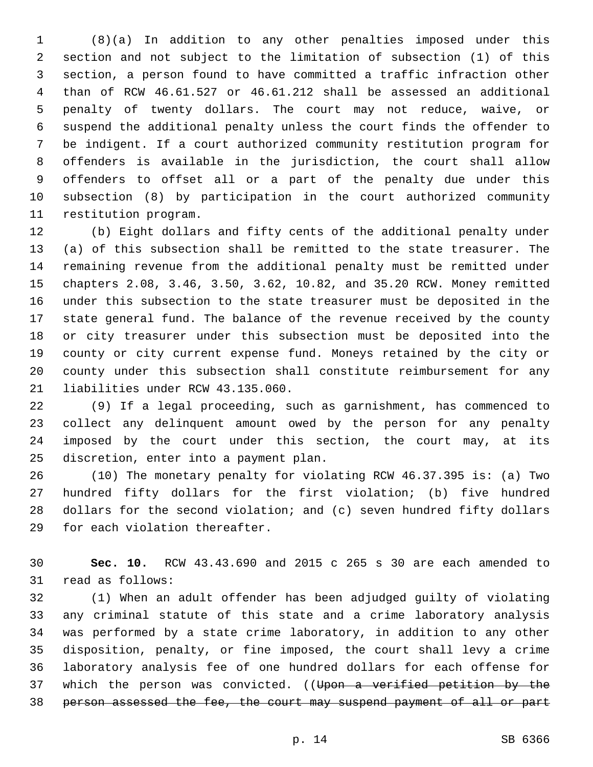(8)(a) In addition to any other penalties imposed under this section and not subject to the limitation of subsection (1) of this section, a person found to have committed a traffic infraction other than of RCW 46.61.527 or 46.61.212 shall be assessed an additional penalty of twenty dollars. The court may not reduce, waive, or suspend the additional penalty unless the court finds the offender to be indigent. If a court authorized community restitution program for offenders is available in the jurisdiction, the court shall allow offenders to offset all or a part of the penalty due under this subsection (8) by participation in the court authorized community restitution program.

(b) Eight dollars and fifty cents of the additional penalty under (a) of this subsection shall be remitted to the state treasurer. The remaining revenue from the additional penalty must be remitted under chapters 2.08, 3.46, 3.50, 3.62, 10.82, and 35.20 RCW. Money remitted under this subsection to the state treasurer must be deposited in the state general fund. The balance of the revenue received by the county or city treasurer under this subsection must be deposited into the county or city current expense fund. Moneys retained by the city or county under this subsection shall constitute reimbursement for any liabilities under RCW 43.135.060.

(9) If a legal proceeding, such as garnishment, has commenced to collect any delinquent amount owed by the person for any penalty imposed by the court under this section, the court may, at its discretion, enter into a payment plan.

(10) The monetary penalty for violating RCW 46.37.395 is: (a) Two hundred fifty dollars for the first violation; (b) five hundred dollars for the second violation; and (c) seven hundred fifty dollars for each violation thereafter.

**Sec. 10.** RCW 43.43.690 and 2015 c 265 s 30 are each amended to read as follows:

(1) When an adult offender has been adjudged guilty of violating any criminal statute of this state and a crime laboratory analysis was performed by a state crime laboratory, in addition to any other disposition, penalty, or fine imposed, the court shall levy a crime laboratory analysis fee of one hundred dollars for each offense for which the person was convicted. ((~~Upon a verified petition by the person assessed the fee, the court may suspend payment of all or part~~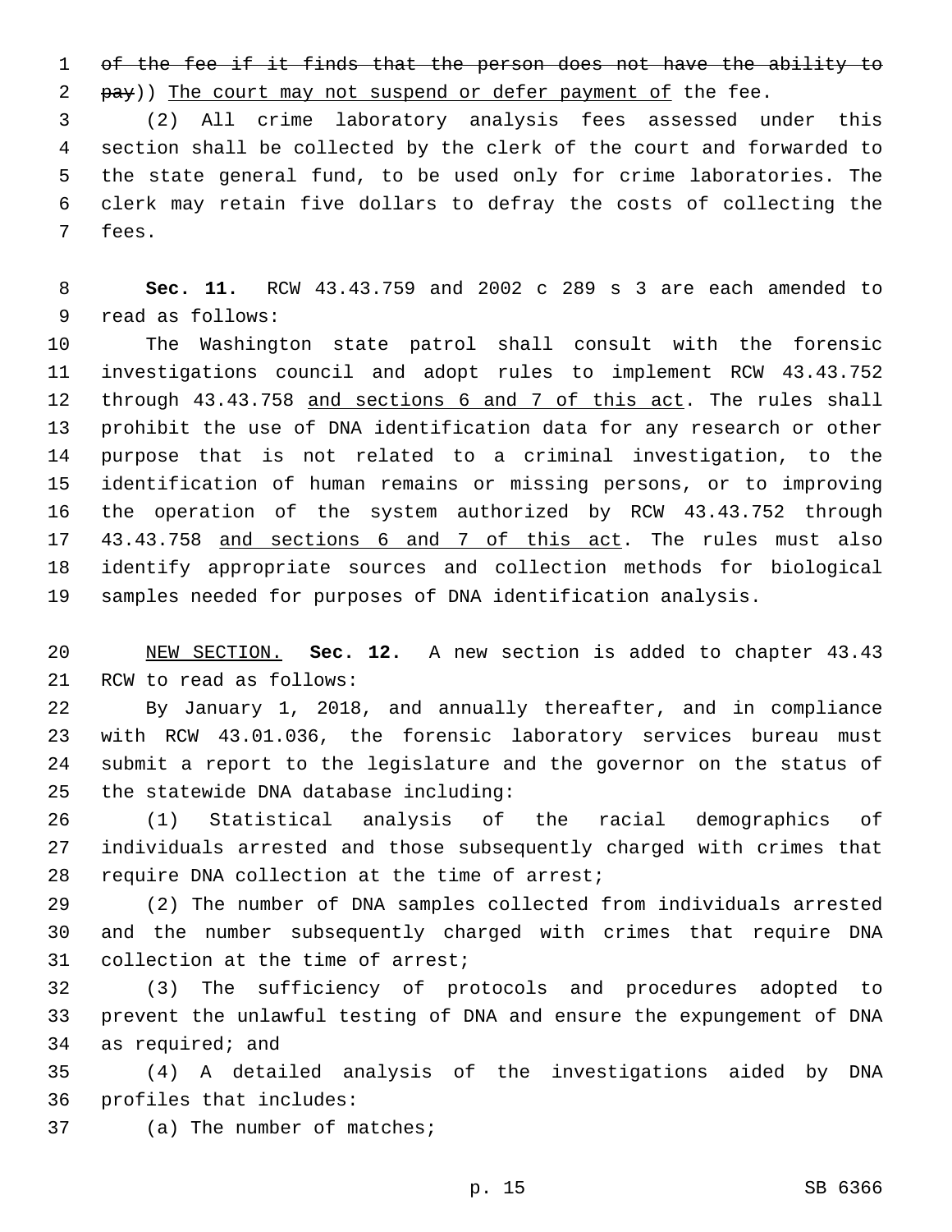~~of the fee if it finds that the person does not have the ability to pay~~)) <u>The court may not suspend or defer payment of</u> the fee.

(2) All crime laboratory analysis fees assessed under this section shall be collected by the clerk of the court and forwarded to the state general fund, to be used only for crime laboratories. The clerk may retain five dollars to defray the costs of collecting the fees.

**Sec. 11.** RCW 43.43.759 and 2002 c 289 s 3 are each amended to read as follows:

The Washington state patrol shall consult with the forensic investigations council and adopt rules to implement RCW 43.43.752 through 43.43.758 <u>and sections 6 and 7 of this act</u>. The rules shall prohibit the use of DNA identification data for any research or other purpose that is not related to a criminal investigation, to the identification of human remains or missing persons, or to improving the operation of the system authorized by RCW 43.43.752 through 43.43.758 <u>and sections 6 and 7 of this act</u>. The rules must also identify appropriate sources and collection methods for biological samples needed for purposes of DNA identification analysis.

<u>NEW SECTION.</u> **Sec. 12.** A new section is added to chapter 43.43 RCW to read as follows:

By January 1, 2018, and annually thereafter, and in compliance with RCW 43.01.036, the forensic laboratory services bureau must submit a report to the legislature and the governor on the status of the statewide DNA database including:

(1) Statistical analysis of the racial demographics of individuals arrested and those subsequently charged with crimes that require DNA collection at the time of arrest;

(2) The number of DNA samples collected from individuals arrested and the number subsequently charged with crimes that require DNA collection at the time of arrest;

(3) The sufficiency of protocols and procedures adopted to prevent the unlawful testing of DNA and ensure the expungement of DNA as required; and

(4) A detailed analysis of the investigations aided by DNA profiles that includes:

(a) The number of matches;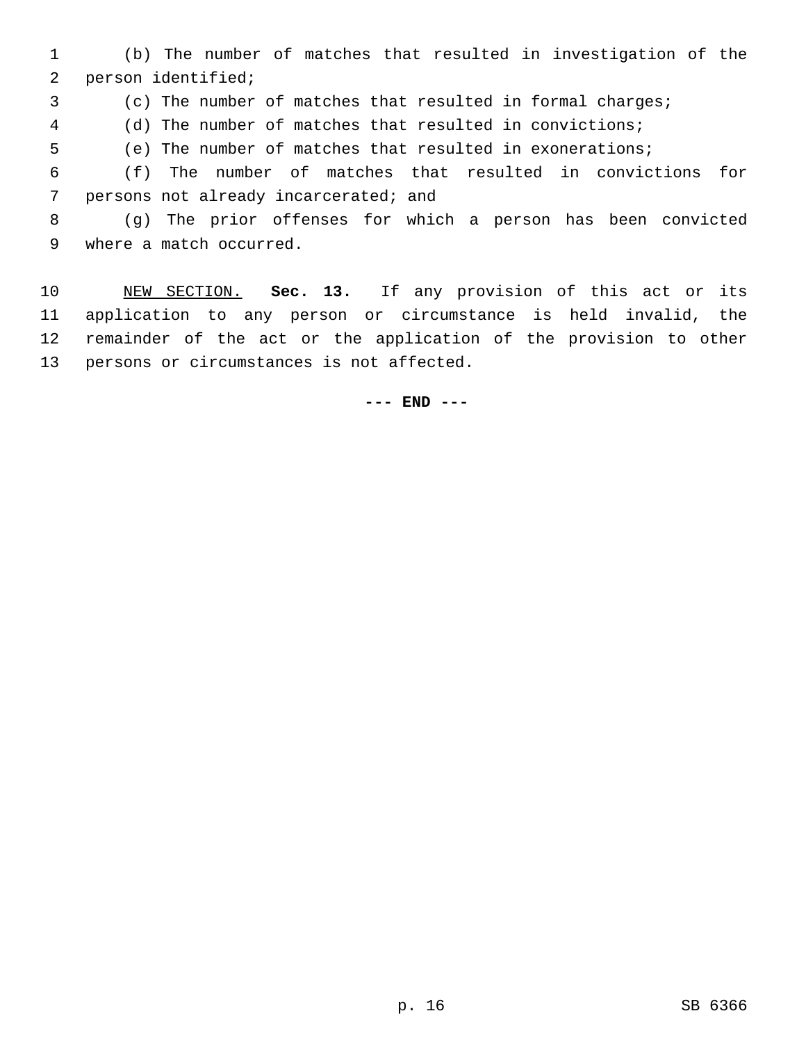(b) The number of matches that resulted in investigation of the person identified;

(c) The number of matches that resulted in formal charges;

(d) The number of matches that resulted in convictions;

(e) The number of matches that resulted in exonerations;

(f) The number of matches that resulted in convictions for persons not already incarcerated; and

(g) The prior offenses for which a person has been convicted where a match occurred.

NEW SECTION. **Sec. 13.** If any provision of this act or its application to any person or circumstance is held invalid, the remainder of the act or the application of the provision to other persons or circumstances is not affected.

**--- END ---**